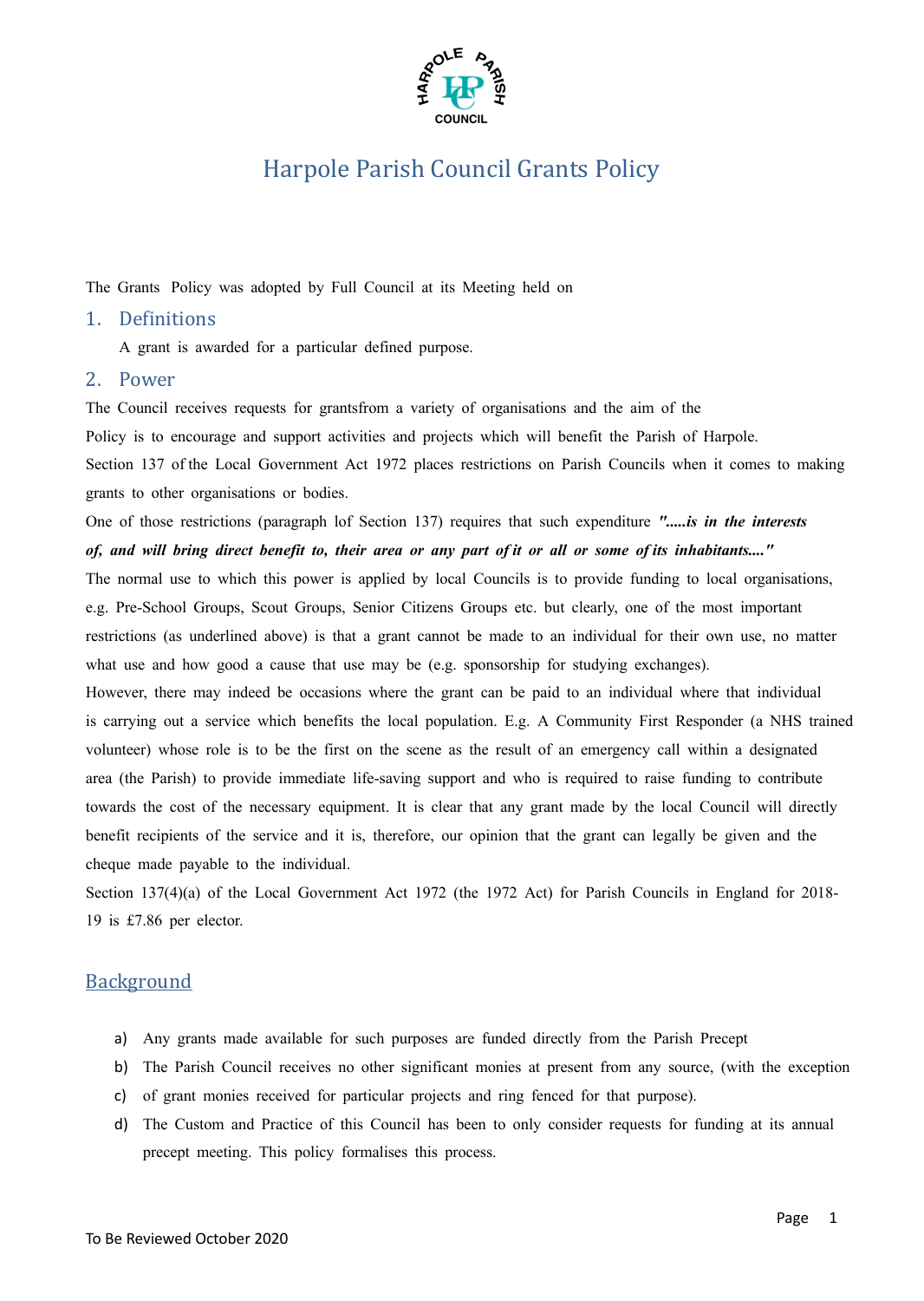# Harpole Parish Council Grants Policy

The Grants Policy was adopted by Full Council at its Meeting held on

## 1. Definitions

A grant is awarded for a particular defined purpose.

## 2. Power

The Council receives requests for grantsfrom a variety of organisations and the aim of the Policy is to encourage and support activities and projects which will benefit the Parish of Harpole.

Section 137 of the Local Government Act 1972 places restrictions on Parish Councils when it comes to making grants to other organisations or bodies.

One of those restrictions (paragraph lof Section 137) requires that such expenditure ***".....is in the interests of, and will bring direct benefit to, their area or any part of it or all or some of its inhabitants...."***

The normal use to which this power is applied by local Councils is to provide funding to local organisations, e.g. Pre-School Groups, Scout Groups, Senior Citizens Groups etc. but clearly, one of the most important restrictions (as underlined above) is that a grant cannot be made to an individual for their own use, no matter what use and how good a cause that use may be (e.g. sponsorship for studying exchanges).

However, there may indeed be occasions where the grant can be paid to an individual where that individual is carrying out a service which benefits the local population. E.g. A Community First Responder (a NHS trained volunteer) whose role is to be the first on the scene as the result of an emergency call within a designated area (the Parish) to provide immediate life-saving support and who is required to raise funding to contribute towards the cost of the necessary equipment. It is clear that any grant made by the local Council will directly benefit recipients of the service and it is, therefore, our opinion that the grant can legally be given and the cheque made payable to the individual.

Section 137(4)(a) of the Local Government Act 1972 (the 1972 Act) for Parish Councils in England for 2018-19 is £7.86 per elector.

## Background

a) Any grants made available for such purposes are funded directly from the Parish Precept
b) The Parish Council receives no other significant monies at present from any source, (with the exception
c) of grant monies received for particular projects and ring fenced for that purpose).
d) The Custom and Practice of this Council has been to only consider requests for funding at its annual precept meeting. This policy formalises this process.

To Be Reviewed October 2020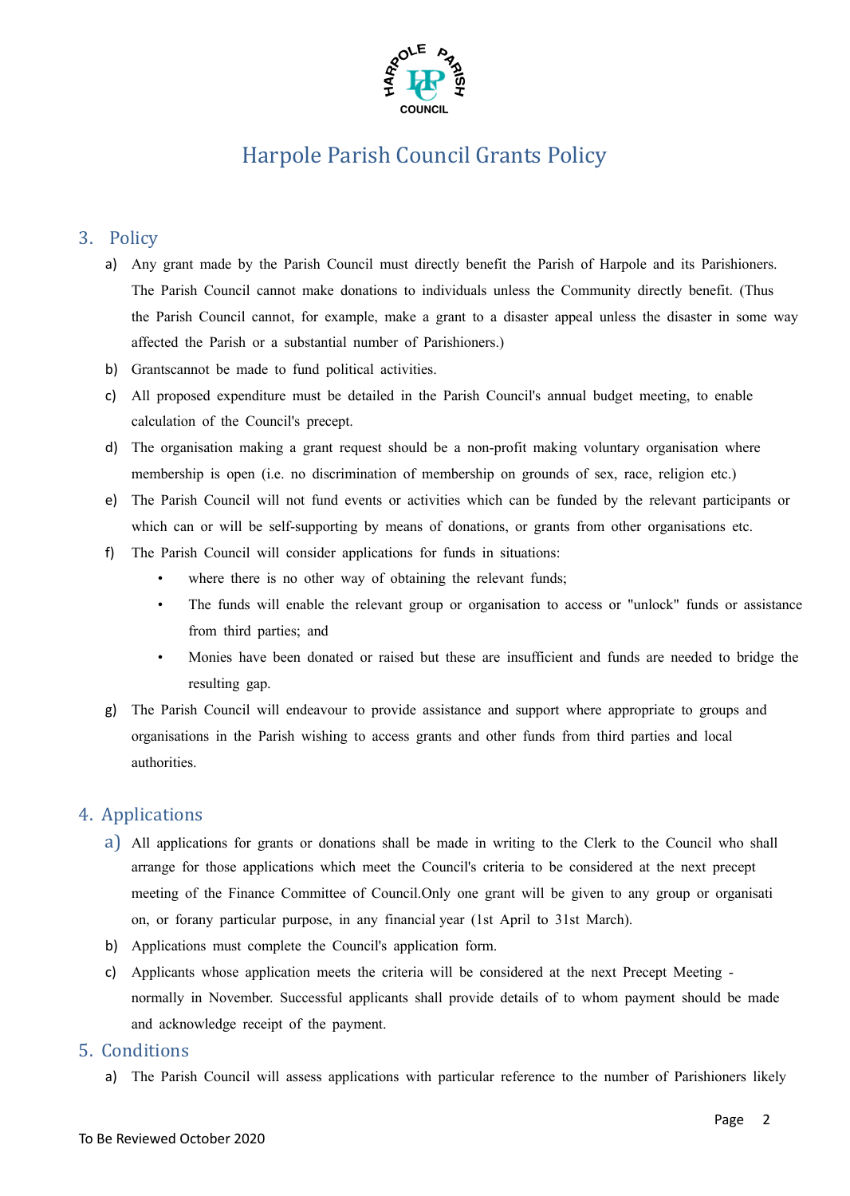# Harpole Parish Council Grants Policy

## 3. Policy

a) Any grant made by the Parish Council must directly benefit the Parish of Harpole and its Parishioners. The Parish Council cannot make donations to individuals unless the Community directly benefit. (Thus the Parish Council cannot, for example, make a grant to a disaster appeal unless the disaster in some way affected the Parish or a substantial number of Parishioners.)

b) Grantscannot be made to fund political activities.

c) All proposed expenditure must be detailed in the Parish Council's annual budget meeting, to enable calculation of the Council's precept.

d) The organisation making a grant request should be a non-profit making voluntary organisation where membership is open (i.e. no discrimination of membership on grounds of sex, race, religion etc.)

e) The Parish Council will not fund events or activities which can be funded by the relevant participants or which can or will be self-supporting by means of donations, or grants from other organisations etc.

f) The Parish Council will consider applications for funds in situations:

- where there is no other way of obtaining the relevant funds;
- The funds will enable the relevant group or organisation to access or "unlock" funds or assistance from third parties; and
- Monies have been donated or raised but these are insufficient and funds are needed to bridge the resulting gap.

g) The Parish Council will endeavour to provide assistance and support where appropriate to groups and organisations in the Parish wishing to access grants and other funds from third parties and local authorities.

## 4. Applications

a) All applications for grants or donations shall be made in writing to the Clerk to the Council who shall arrange for those applications which meet the Council's criteria to be considered at the next precept meeting of the Finance Committee of Council.Only one grant will be given to any group or organisati on, or forany particular purpose, in any financial year (1st April to 31st March).

b) Applications must complete the Council's application form.

c) Applicants whose application meets the criteria will be considered at the next Precept Meeting - normally in November. Successful applicants shall provide details of to whom payment should be made and acknowledge receipt of the payment.

## 5. Conditions

a) The Parish Council will assess applications with particular reference to the number of Parishioners likely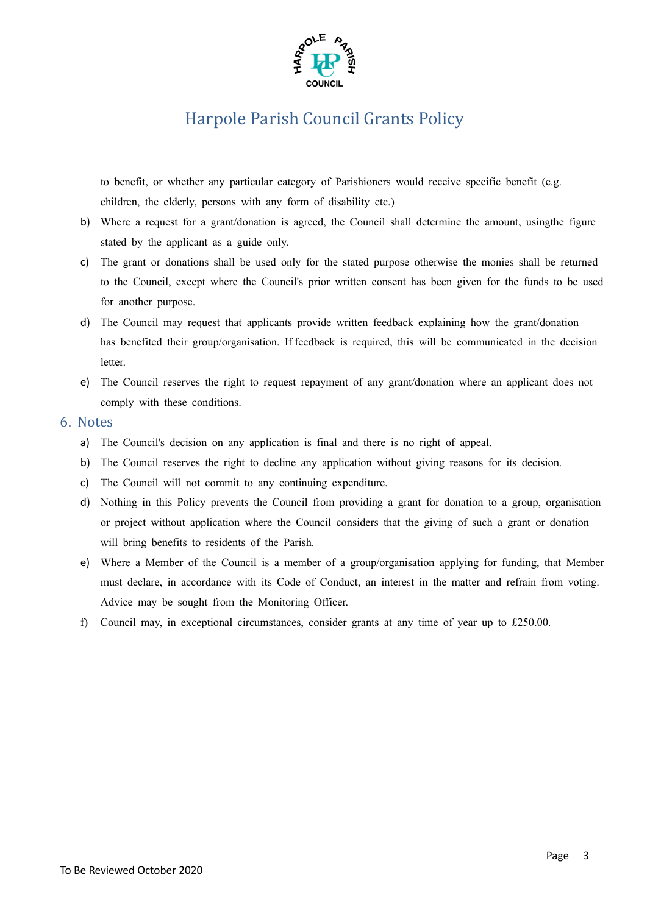to benefit, or whether any particular category of Parishioners would receive specific benefit (e.g. children, the elderly, persons with any form of disability etc.)

b) Where a request for a grant/donation is agreed, the Council shall determine the amount, usingthe figure stated by the applicant as a guide only.

c) The grant or donations shall be used only for the stated purpose otherwise the monies shall be returned to the Council, except where the Council's prior written consent has been given for the funds to be used for another purpose.

d) The Council may request that applicants provide written feedback explaining how the grant/donation has benefited their group/organisation. If feedback is required, this will be communicated in the decision letter.

e) The Council reserves the right to request repayment of any grant/donation where an applicant does not comply with these conditions.

## 6. Notes

a) The Council's decision on any application is final and there is no right of appeal.

b) The Council reserves the right to decline any application without giving reasons for its decision.

c) The Council will not commit to any continuing expenditure.

d) Nothing in this Policy prevents the Council from providing a grant for donation to a group, organisation or project without application where the Council considers that the giving of such a grant or donation will bring benefits to residents of the Parish.

e) Where a Member of the Council is a member of a group/organisation applying for funding, that Member must declare, in accordance with its Code of Conduct, an interest in the matter and refrain from voting. Advice may be sought from the Monitoring Officer.

f) Council may, in exceptional circumstances, consider grants at any time of year up to £250.00.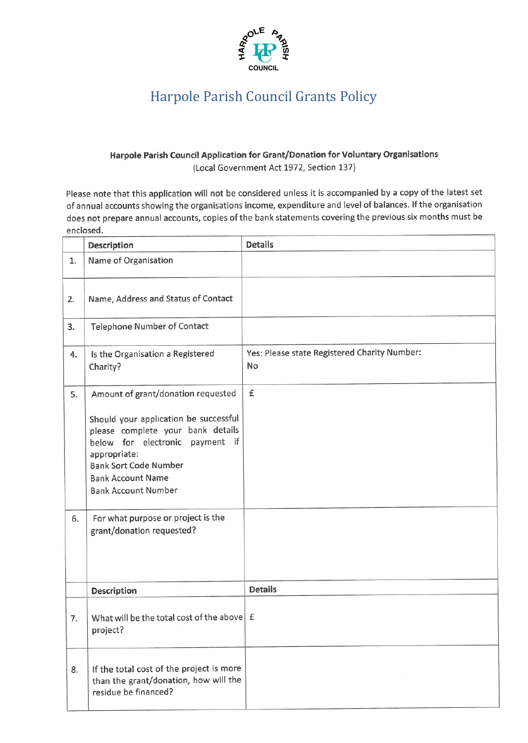HARPOLE PARISH COUNCIL

# Harpole Parish Council Grants Policy

**Harpole Parish Council Application for Grant/Donation for Voluntary Organisations**
(Local Government Act 1972, Section 137)

Please note that this application will not be considered unless it is accompanied by a copy of the latest set of annual accounts showing the organisations income, expenditure and level of balances. If the organisation does not prepare annual accounts, copies of the bank statements covering the previous six months must be enclosed.

| | **Description** | **Details** |
|---|---|---|
| 1. | Name of Organisation | |
| 2. | Name, Address and Status of Contact | |
| 3. | Telephone Number of Contact | |
| 4. | Is the Organisation a Registered Charity? | Yes: Please state Registered Charity Number:<br>No |
| 5. | Amount of grant/donation requested<br><br>Should your application be successful please complete your bank details below for electronic payment if appropriate:<br>Bank Sort Code Number<br>Bank Account Name<br>Bank Account Number | £ |
| 6. | For what purpose or project is the grant/donation requested? | |
| | **Description** | **Details** |
| 7. | What will be the total cost of the above project? | £ |
| 8. | If the total cost of the project is more than the grant/donation, how will the residue be financed? | |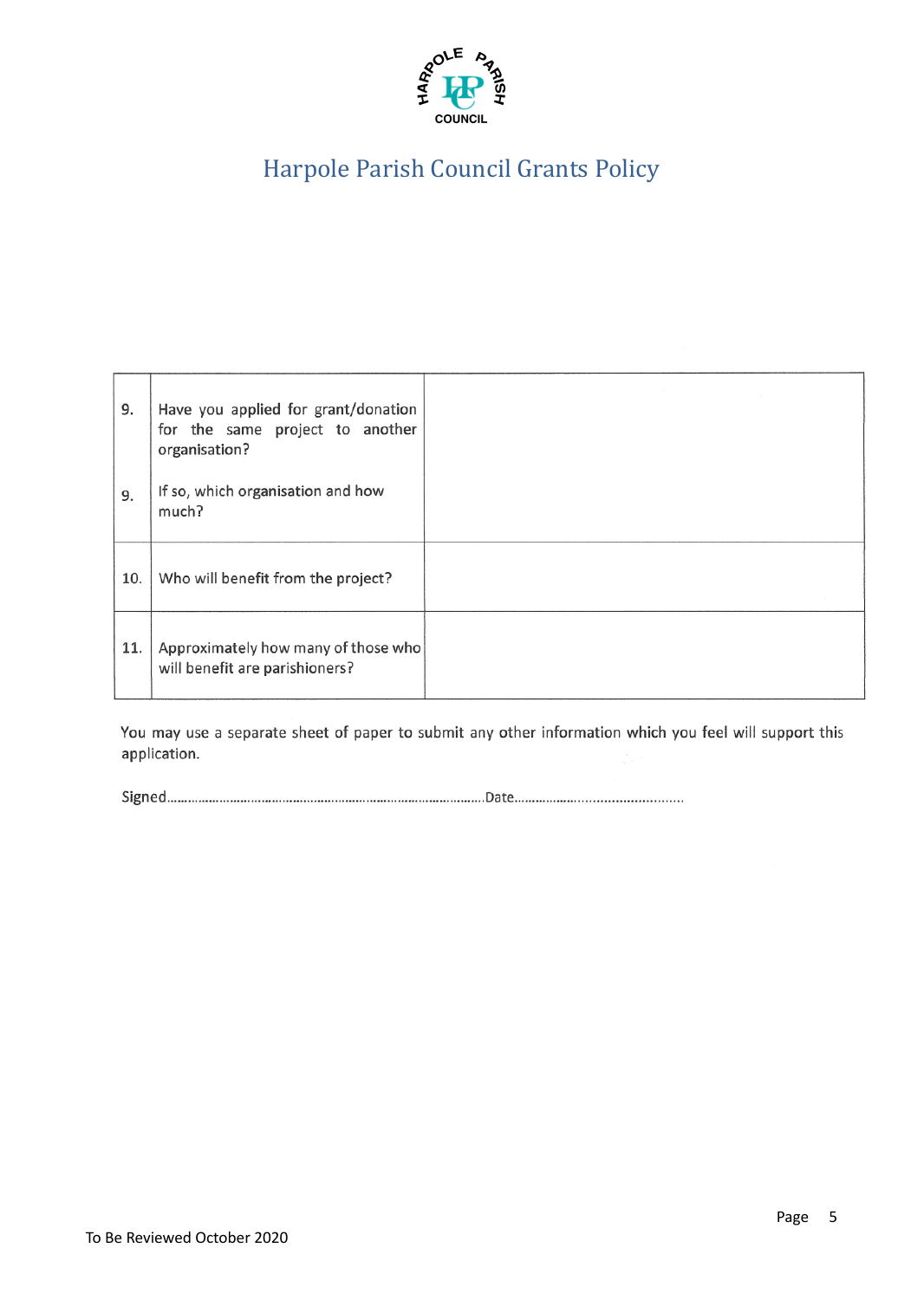# Harpole Parish Council Grants Policy

| | | |
|---|---|---|
| 9. | Have you applied for grant/donation for the same project to another organisation? | |
| 9. | If so, which organisation and how much? | |
| 10. | Who will benefit from the project? | |
| 11. | Approximately how many of those who will benefit are parishioners? | |

You may use a separate sheet of paper to submit any other information which you feel will support this application.

Signed..........................................................................................Date................................................

To Be Reviewed October 2020